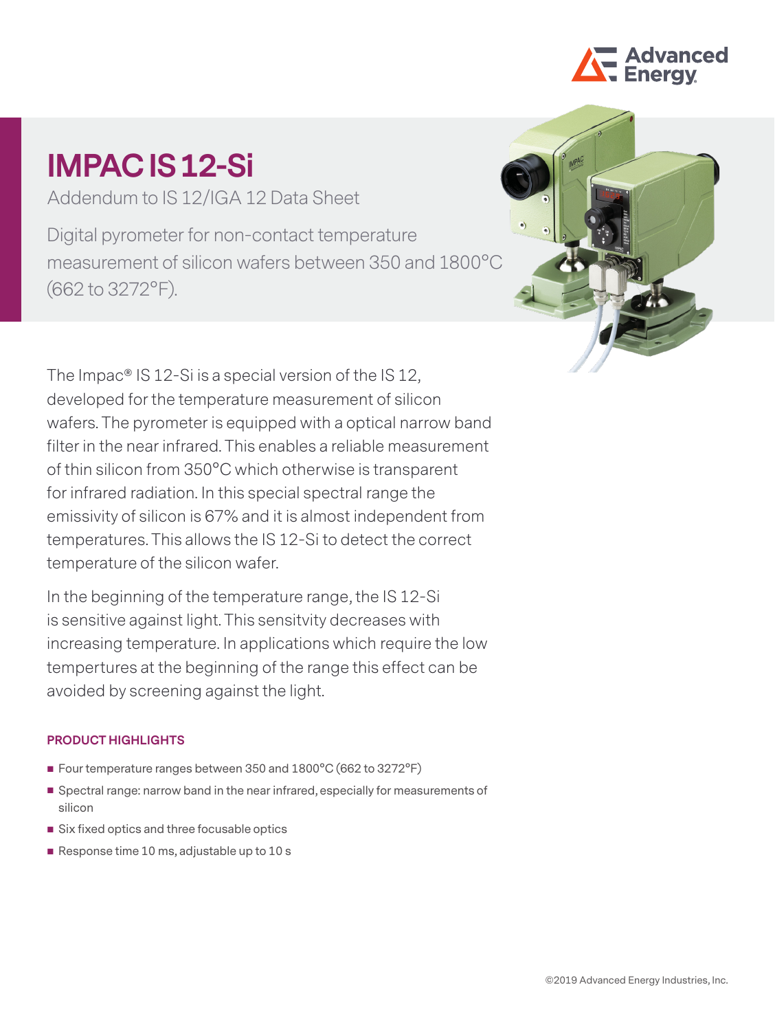# IMPAC IS 12-Si

Addendum to IS 12/IGA 12 Data Sheet

Digital pyrometer for non-contact temperature measurement of silicon wafers between 350 and 1800°C (662 to 3272°F).

The Impac® IS 12-Si is a special version of the IS 12, developed for the temperature measurement of silicon wafers. The pyrometer is equipped with a optical narrow band filter in the near infrared. This enables a reliable measurement of thin silicon from 350°C which otherwise is transparent for infrared radiation. In this special spectral range the emissivity of silicon is 67% and it is almost independent from temperatures. This allows the IS 12-Si to detect the correct temperature of the silicon wafer.

In the beginning of the temperature range, the IS 12-Si is sensitive against light. This sensitvity decreases with increasing temperature. In applications which require the low tempertures at the beginning of the range this effect can be avoided by screening against the light.

### PRODUCT HIGHLIGHTS

- Four temperature ranges between 350 and 1800°C (662 to 3272°F)
- Spectral range: narrow band in the near infrared, especially for measurements of silicon
- Six fixed optics and three focusable optics
- Response time 10 ms, adjustable up to 10 s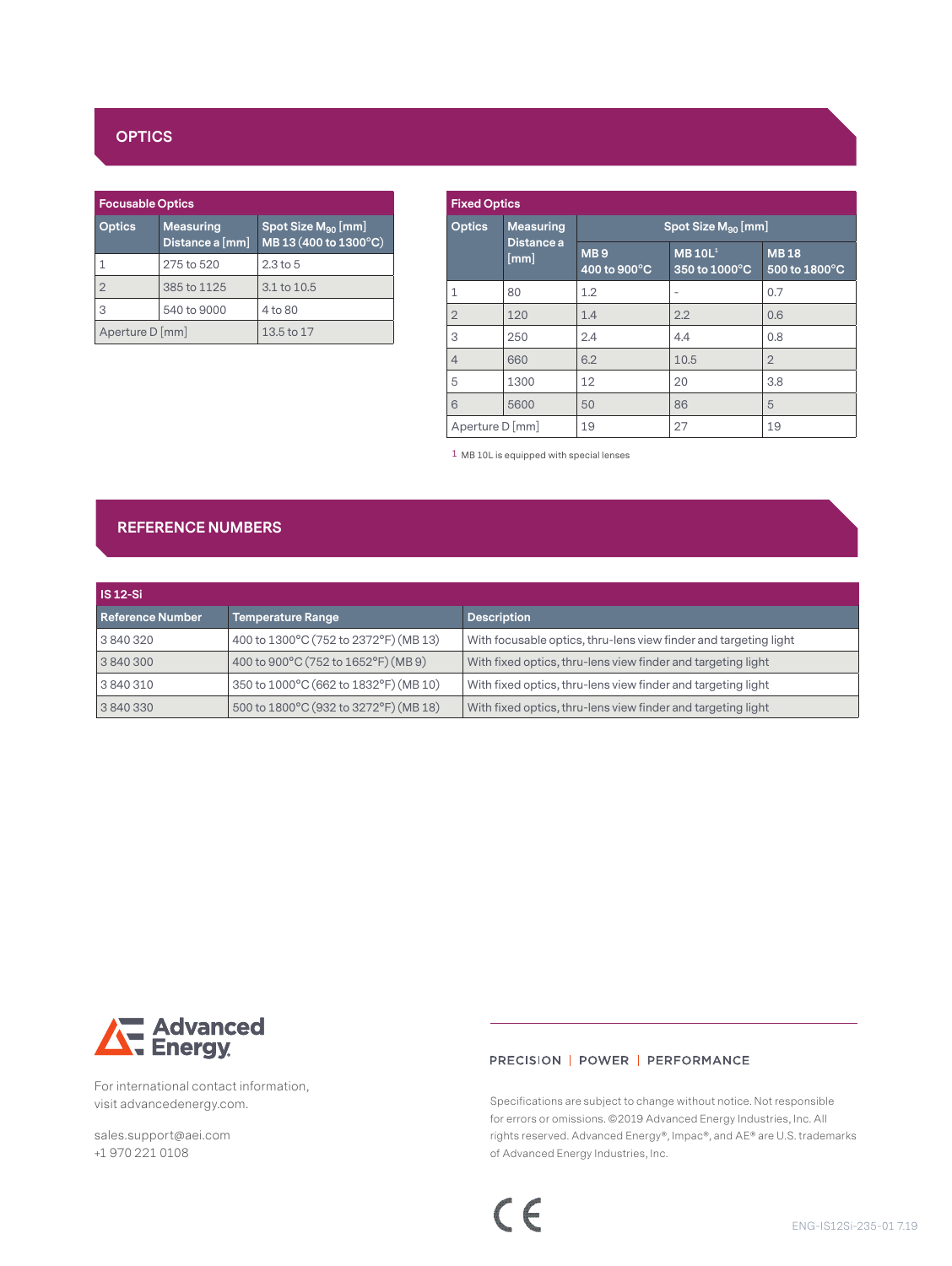## OPTICS

**Focusable Optics**

| Optics | Measuring Distance a [mm] | Spot Size $M_{90}$ [mm] MB 13 (400 to 1300°C) |
|---|---|---|
| 1 | 275 to 520 | 2.3 to 5 |
| 2 | 385 to 1125 | 3.1 to 10.5 |
| 3 | 540 to 9000 | 4 to 80 |
| Aperture D [mm] | | 13.5 to 17 |

**Fixed Optics**

| Optics | Measuring Distance a [mm] | Spot Size $M_{90}$ [mm] | | |
|---|---|---|---|---|
| | | MB 9 400 to 900°C | MB 10L[1] 350 to 1000°C | MB 18 500 to 1800°C |
| 1 | 80 | 1.2 | - | 0.7 |
| 2 | 120 | 1.4 | 2.2 | 0.6 |
| 3 | 250 | 2.4 | 4.4 | 0.8 |
| 4 | 660 | 6.2 | 10.5 | 2 |
| 5 | 1300 | 12 | 20 | 3.8 |
| 6 | 5600 | 50 | 86 | 5 |
| Aperture D [mm] | | 19 | 27 | 19 |

1 MB 10L is equipped with special lenses

## REFERENCE NUMBERS

**IS 12-Si**

| Reference Number | Temperature Range | Description |
|---|---|---|
| 3 840 320 | 400 to 1300°C (752 to 2372°F) (MB 13) | With focusable optics, thru-lens view finder and targeting light |
| 3 840 300 | 400 to 900°C (752 to 1652°F) (MB 9) | With fixed optics, thru-lens view finder and targeting light |
| 3 840 310 | 350 to 1000°C (662 to 1832°F) (MB 10) | With fixed optics, thru-lens view finder and targeting light |
| 3 840 330 | 500 to 1800°C (932 to 3272°F) (MB 18) | With fixed optics, thru-lens view finder and targeting light |

Advanced Energy

For international contact information, visit advancedenergy.com.

sales.support@aei.com
+1 970 221 0108

PRECISION | POWER | PERFORMANCE

Specifications are subject to change without notice. Not responsible for errors or omissions. ©2019 Advanced Energy Industries, Inc. All rights reserved. Advanced Energy®, Impac®, and AE® are U.S. trademarks of Advanced Energy Industries, Inc.

CE

ENG-IS12Si-235-01 7.19